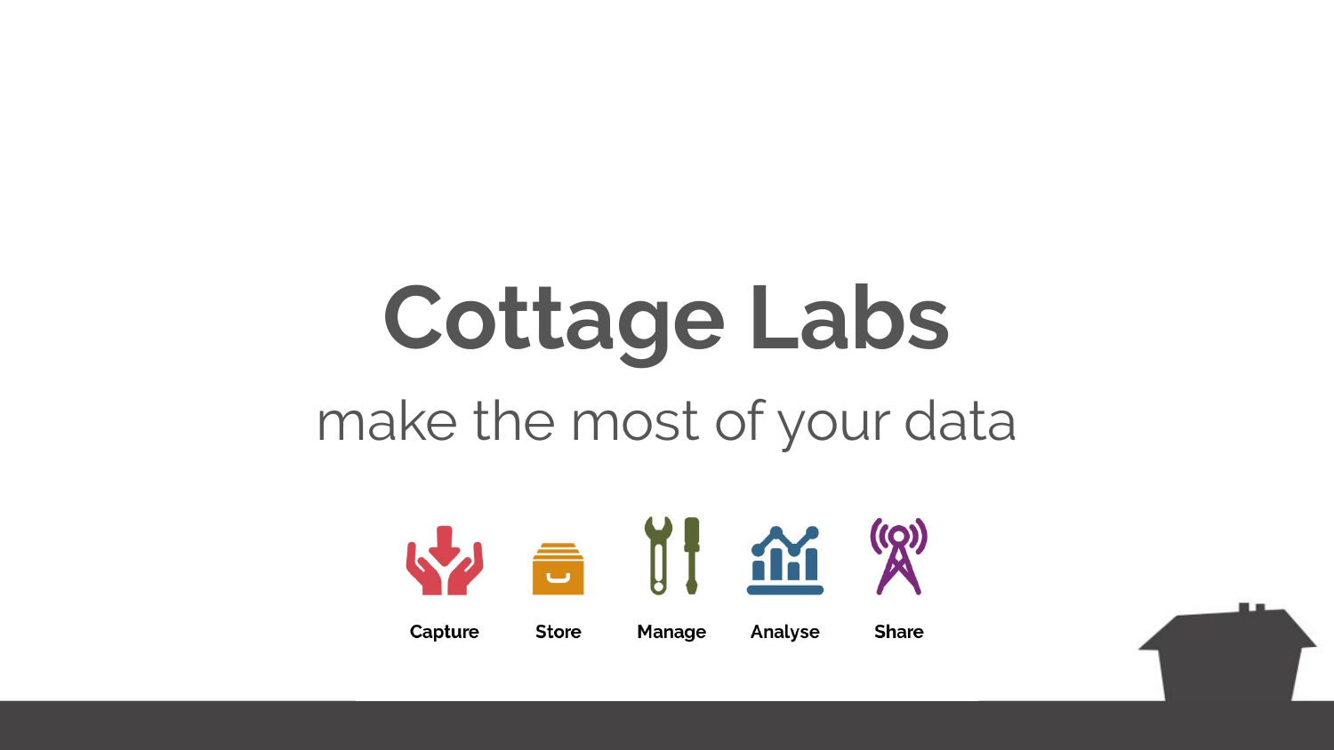# Cottage Labs

make the most of your data

Capture Store Manage Analyse Share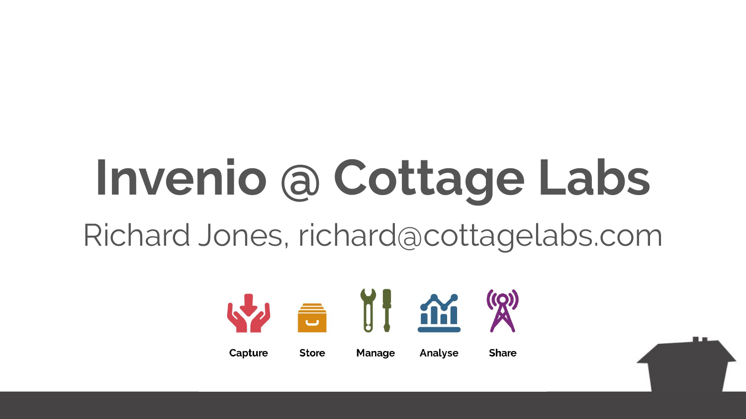# Invenio @ Cottage Labs

Richard Jones, richard@cottagelabs.com

Capture Store Manage Analyse Share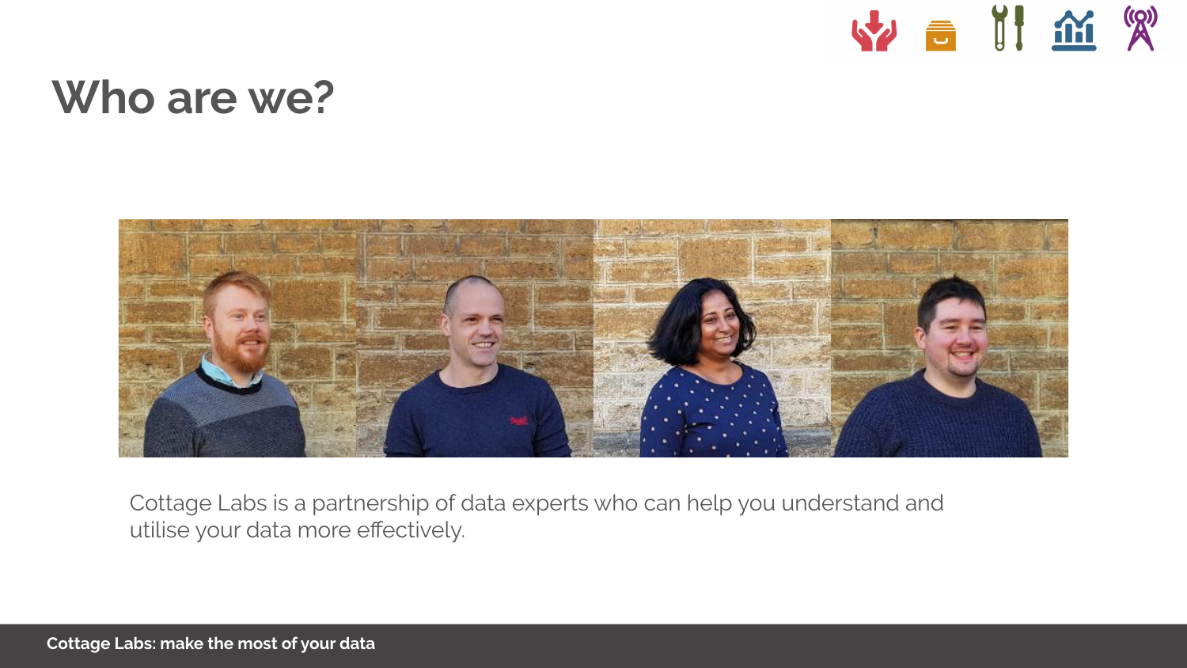# Who are we?

Cottage Labs is a partnership of data experts who can help you understand and utilise your data more effectively.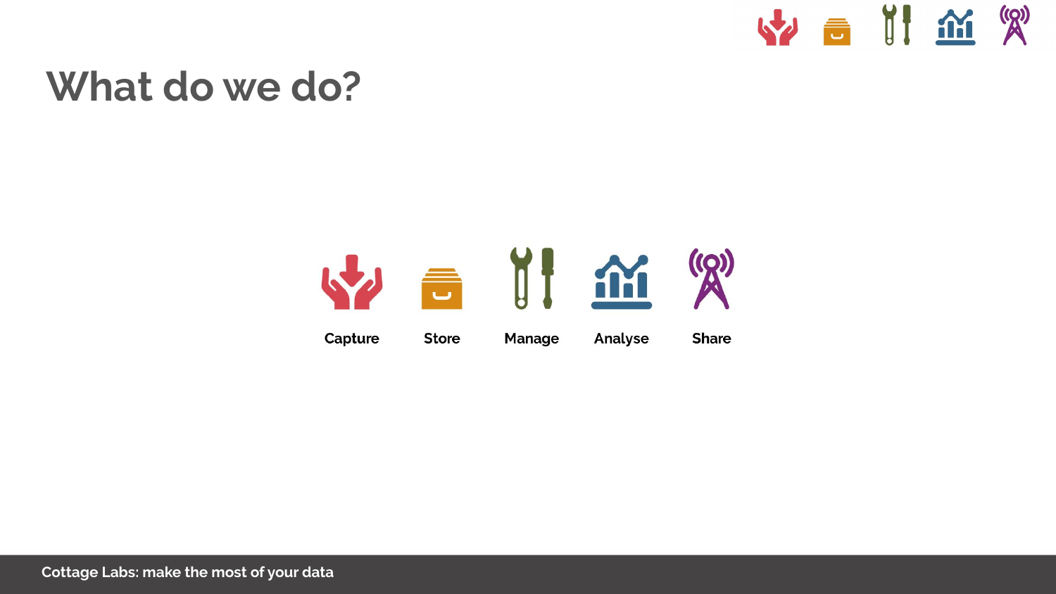# What do we do?

Capture Store Manage Analyse Share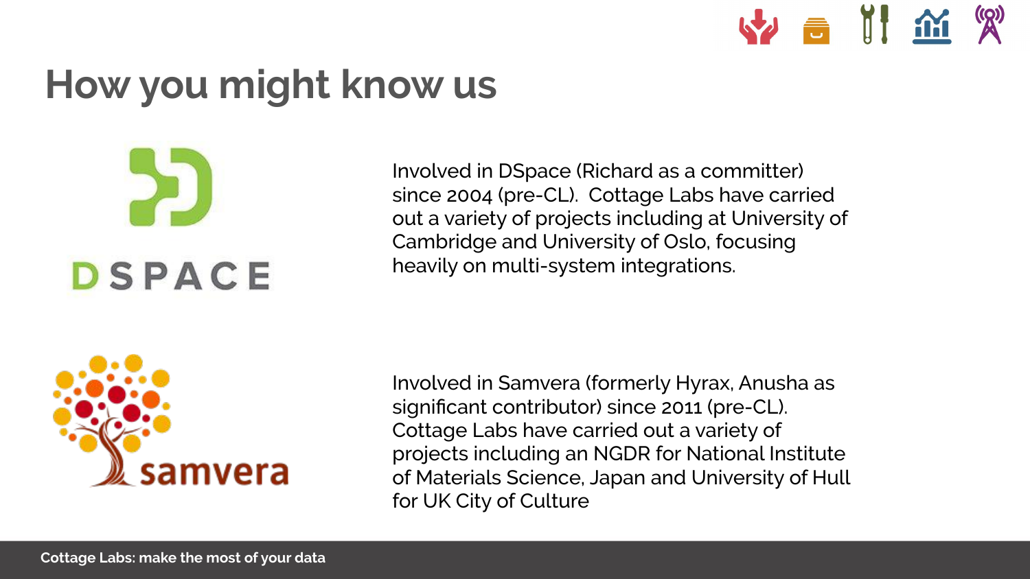# How you might know us

DSPACE

Involved in DSpace (Richard as a committer) since 2004 (pre-CL). Cottage Labs have carried out a variety of projects including at University of Cambridge and University of Oslo, focusing heavily on multi-system integrations.

samvera

Involved in Samvera (formerly Hyrax, Anusha as significant contributor) since 2011 (pre-CL). Cottage Labs have carried out a variety of projects including an NGDR for National Institute of Materials Science, Japan and University of Hull for UK City of Culture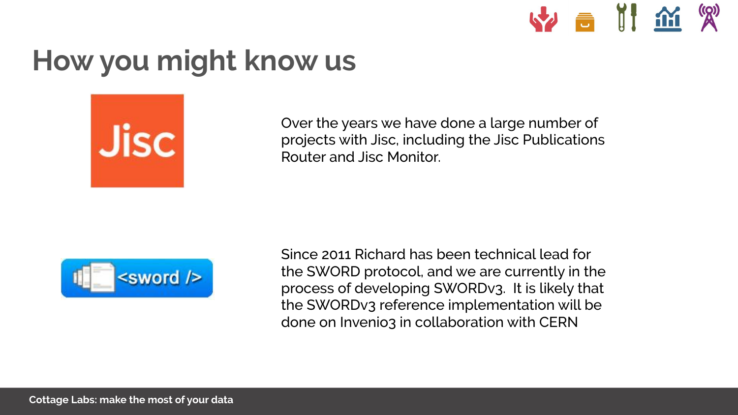# How you might know us

Over the years we have done a large number of projects with Jisc, including the Jisc Publications Router and Jisc Monitor.

Since 2011 Richard has been technical lead for the SWORD protocol, and we are currently in the process of developing SWORDv3. It is likely that the SWORDv3 reference implementation will be done on Invenio3 in collaboration with CERN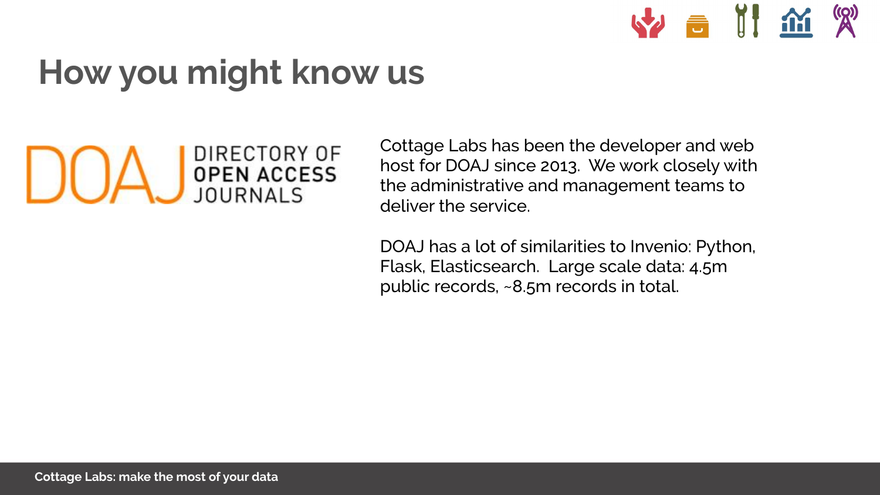# How you might know us

DOAJ DIRECTORY OF OPEN ACCESS JOURNALS

Cottage Labs has been the developer and web host for DOAJ since 2013. We work closely with the administrative and management teams to deliver the service.

DOAJ has a lot of similarities to Invenio: Python, Flask, Elasticsearch. Large scale data: 4.5m public records, ~8.5m records in total.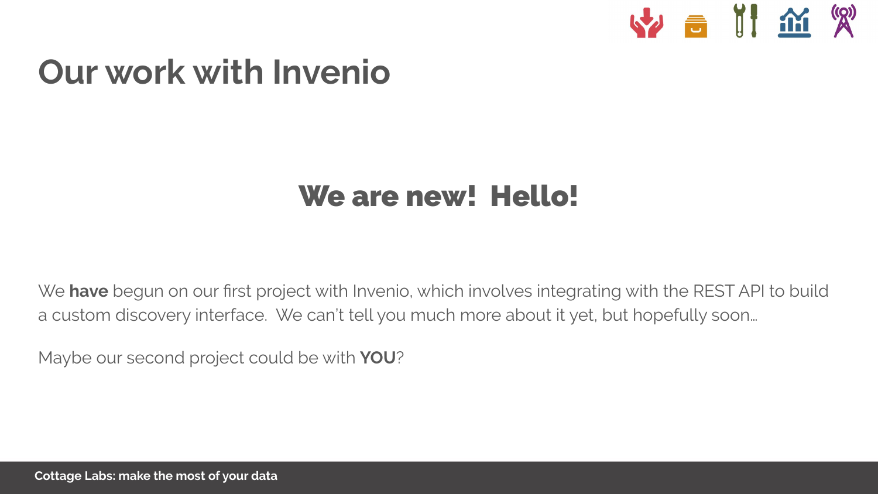# Our work with Invenio

## We are new! Hello!

We **have** begun on our first project with Invenio, which involves integrating with the REST API to build a custom discovery interface. We can't tell you much more about it yet, but hopefully soon…

Maybe our second project could be with **YOU**?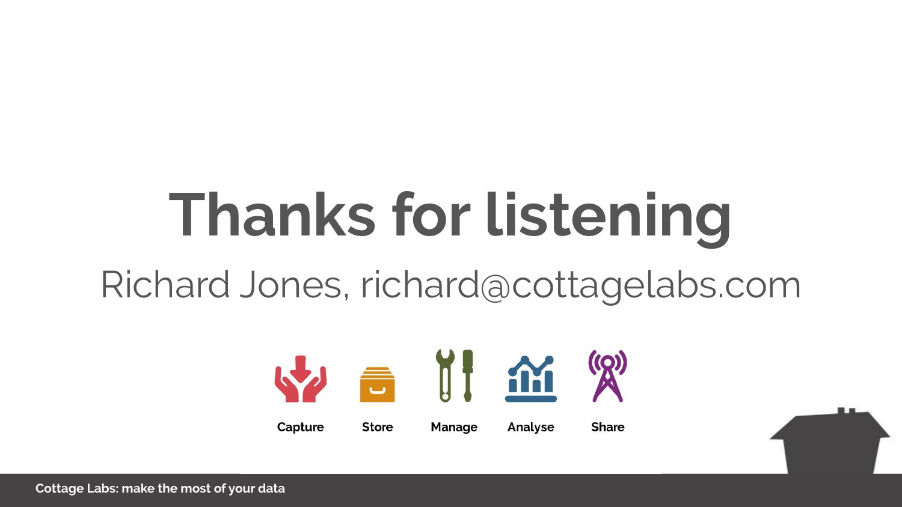# Thanks for listening

Richard Jones, richard@cottagelabs.com

Capture Store Manage Analyse Share

Cottage Labs: make the most of your data